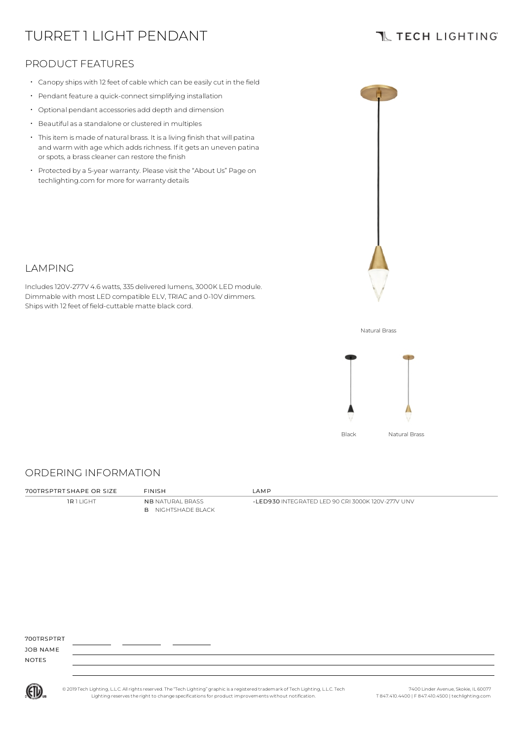# TURRET 1 LIGHT PENDANT

TECH LIGHTING

## PRODUCT FEATURES

- Canopy ships with 12 feet of cable which can be easily cut in the field
- Pendant feature a quick-connect simplifying installation
- Optional pendant accessories add depth and dimension
- Beautiful as a standalone or clustered in multiples
- This item is made of natural brass. It is a living finish that will patina and warm with age which adds richness. If it gets an uneven patina or spots, a brass cleaner can restore the finish
- Protected by a 5-year warranty. Please visit the "About Us" Page on techlighting.com for more for warranty details

## LAMPING

Includes 120V-277V 4.6 watts, 335 delivered lumens, 3000K LED module. Dimmable with most LED compatible ELV, TRIAC and 0-10V dimmers. Ships with 12 feet of field-cuttable matte black cord.

Natural Brass

Black

Natural Brass

## ORDERING INFORMATION

| 700TRSPTRT SHAPE OR SIZE | FINISH | LAMP |
|---|---|---|
| **1R** 1 LIGHT | **NB** NATURAL BRASS | **-LED930** INTEGRATED LED 90 CRI 3000K 120V-277V UNV |
| | **B** NIGHTSHADE BLACK | |

700TRSPTRT ________ ________ ________

JOB NAME

NOTES

© 2019 Tech Lighting, L.L.C. All rights reserved. The "Tech Lighting" graphic is a registered trademark of Tech Lighting, L.L.C. Tech Lighting reserves the right to change specifications for product improvements without notification.

7400 Linder Avenue, Skokie, IL 60077
T 847.410.4400 | F 847.410.4500 | techlighting.com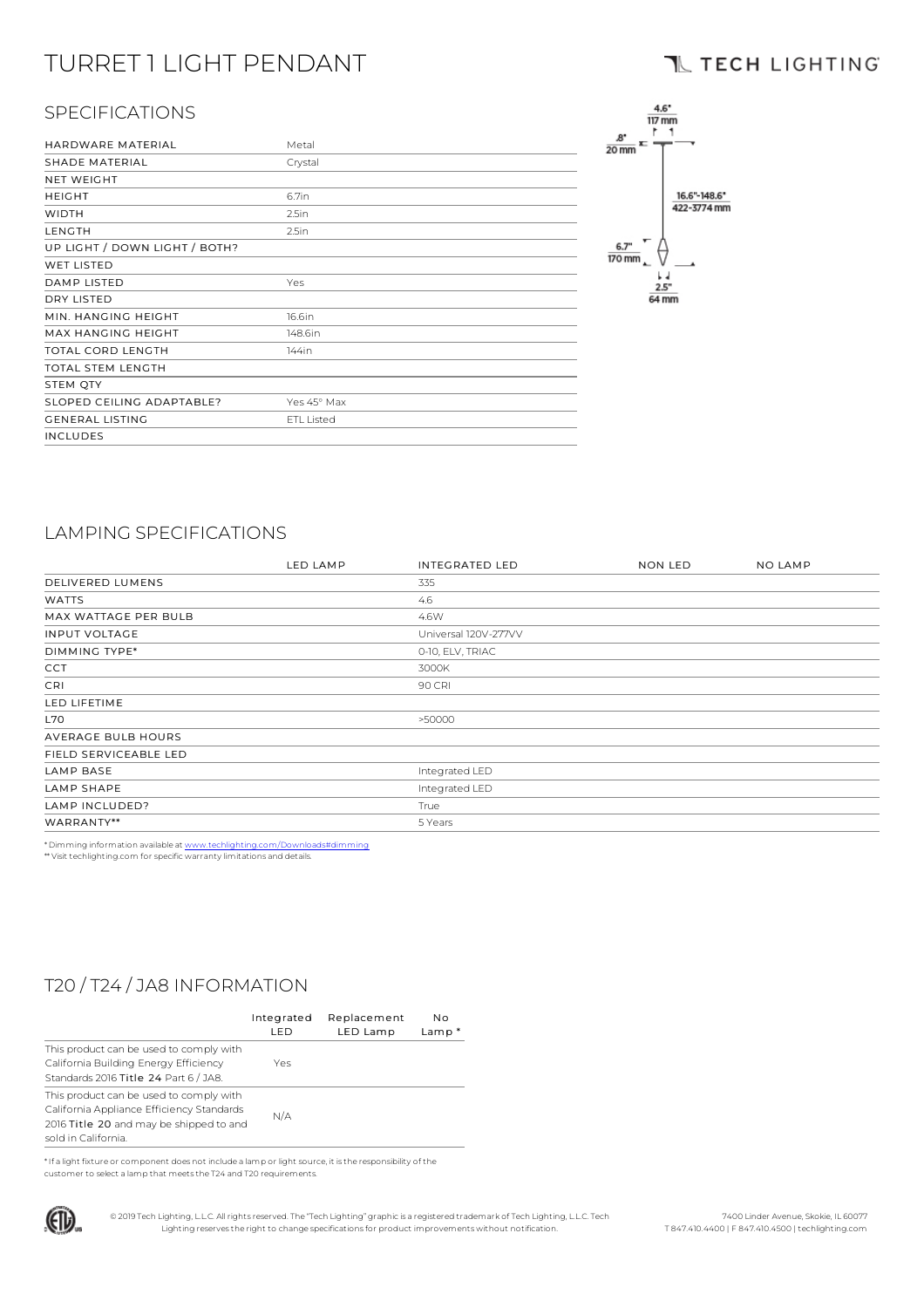# TURRET 1 LIGHT PENDANT

TECH LIGHTING

## SPECIFICATIONS

| | |
|---|---|
| HARDWARE MATERIAL | Metal |
| SHADE MATERIAL | Crystal |
| NET WEIGHT | |
| HEIGHT | 6.7in |
| WIDTH | 2.5in |
| LENGTH | 2.5in |
| UP LIGHT / DOWN LIGHT / BOTH? | |
| WET LISTED | |
| DAMP LISTED | Yes |
| DRY LISTED | |
| MIN. HANGING HEIGHT | 16.6in |
| MAX HANGING HEIGHT | 148.6in |
| TOTAL CORD LENGTH | 144in |
| TOTAL STEM LENGTH | |
| STEM QTY | |
| SLOPED CEILING ADAPTABLE? | Yes 45° Max |
| GENERAL LISTING | ETL Listed |
| INCLUDES | |

4.6"
117 mm
.8"
20 mm
16.6"-148.6"
422-3774 mm
6.7"
170 mm
2.5"
64 mm

## LAMPING SPECIFICATIONS

| | LED LAMP | INTEGRATED LED | NON LED | NO LAMP |
|---|---|---|---|---|
| DELIVERED LUMENS | | 335 | | |
| WATTS | | 4.6 | | |
| MAX WATTAGE PER BULB | | 4.6W | | |
| INPUT VOLTAGE | | Universal 120V-277VV | | |
| DIMMING TYPE* | | 0-10, ELV, TRIAC | | |
| CCT | | 3000K | | |
| CRI | | 90 CRI | | |
| LED LIFETIME | | | | |
| L70 | | >50000 | | |
| AVERAGE BULB HOURS | | | | |
| FIELD SERVICEABLE LED | | | | |
| LAMP BASE | | Integrated LED | | |
| LAMP SHAPE | | Integrated LED | | |
| LAMP INCLUDED? | | True | | |
| WARRANTY** | | 5 Years | | |

* Dimming information available at www.techlighting.com/Downloads#dimming
** Visit techlighting.com for specific warranty limitations and details.

## T20 / T24 / JA8 INFORMATION

| | Integrated LED | Replacement LED Lamp | No Lamp * |
|---|---|---|---|
| This product can be used to comply with California Building Energy Efficiency Standards 2016 Title 24 Part 6 / JA8. | Yes | | |
| This product can be used to comply with California Appliance Efficiency Standards 2016 Title 20 and may be shipped to and sold in California. | N/A | | |

* If a light fixture or component does not include a lamp or light source, it is the responsibility of the customer to select a lamp that meets the T24 and T20 requirements.

© 2019 Tech Lighting, L.L.C. All rights reserved. The "Tech Lighting" graphic is a registered trademark of Tech Lighting, L.L.C. Tech Lighting reserves the right to change specifications for product improvements without notification.

7400 Linder Avenue, Skokie, IL 60077
T 847.410.4400 | F 847.410.4500 | techlighting.com